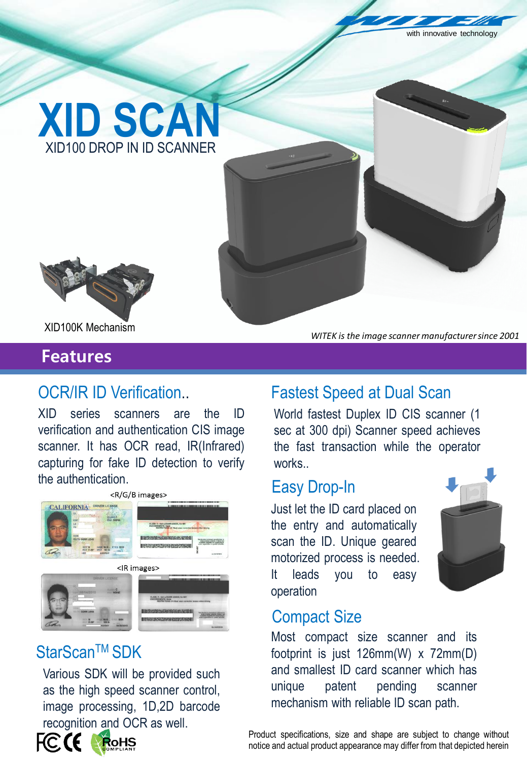WITEK with innovative technology

# XID SCAN

XID100 DROP IN ID SCANNER

XID100K Mechanism

*WITEK is the image scanner manufacturer since 2001*

## Features

### OCR/IR ID Verification..

XID series scanners are the ID verification and authentication CIS image scanner. It has OCR read, IR(Infrared) capturing for fake ID detection to verify the authentication.

<R/G/B images>

<IR images>

### StarScanTM SDK

Various SDK will be provided such as the high speed scanner control, image processing, 1D,2D barcode recognition and OCR as well.

### Fastest Speed at Dual Scan

World fastest Duplex ID CIS scanner (1 sec at 300 dpi) Scanner speed achieves the fast transaction while the operator works..

### Easy Drop-In

Just let the ID card placed on the entry and automatically scan the ID. Unique geared motorized process is needed. It leads you to easy operation

### Compact Size

Most compact size scanner and its footprint is just 126mm(W) x 72mm(D) and smallest ID card scanner which has unique patent pending scanner mechanism with reliable ID scan path.

Product specifications, size and shape are subject to change without notice and actual product appearance may differ from that depicted herein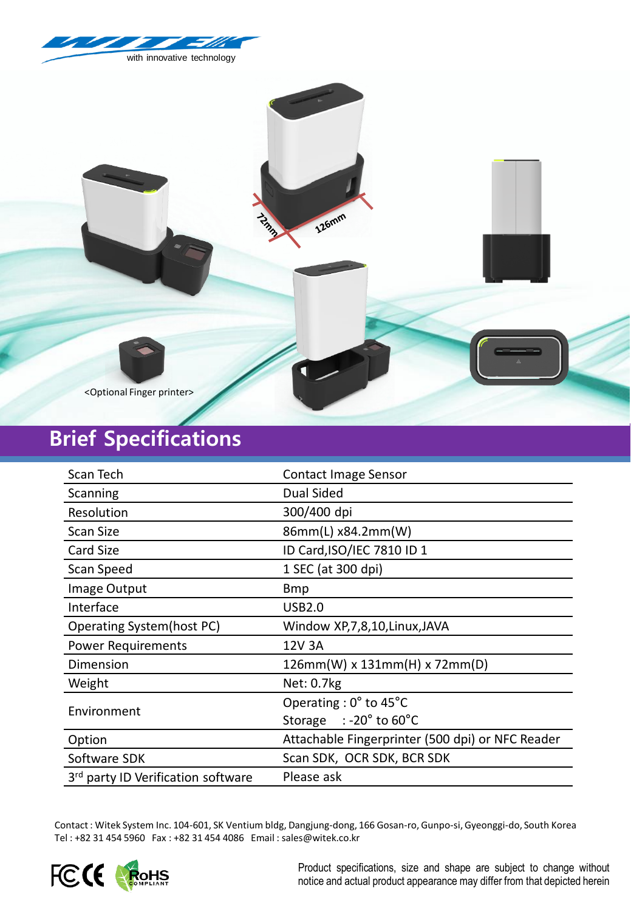with innovative technology

72mm

126mm

<Optional Finger printer>

## Brief Specifications

| | |
|---|---|
| Scan Tech | Contact Image Sensor |
| Scanning | Dual Sided |
| Resolution | 300/400 dpi |
| Scan Size | 86mm(L) x84.2mm(W) |
| Card Size | ID Card,ISO/IEC 7810 ID 1 |
| Scan Speed | 1 SEC (at 300 dpi) |
| Image Output | Bmp |
| Interface | USB2.0 |
| Operating System(host PC) | Window XP,7,8,10,Linux,JAVA |
| Power Requirements | 12V 3A |
| Dimension | 126mm(W) x 131mm(H) x 72mm(D) |
| Weight | Net: 0.7kg |
| Environment | Operating : 0° to 45°C<br>Storage : -20° to 60°C |
| Option | Attachable Fingerprinter (500 dpi) or NFC Reader |
| Software SDK | Scan SDK, OCR SDK, BCR SDK |
| 3rd party ID Verification software | Please ask |

Contact : Witek System Inc. 104-601, SK Ventium bldg, Dangjung-dong, 166 Gosan-ro, Gunpo-si, Gyeonggi-do, South Korea
Tel : +82 31 454 5960 Fax : +82 31 454 4086 Email : sales@witek.co.kr

Product specifications, size and shape are subject to change without notice and actual product appearance may differ from that depicted herein